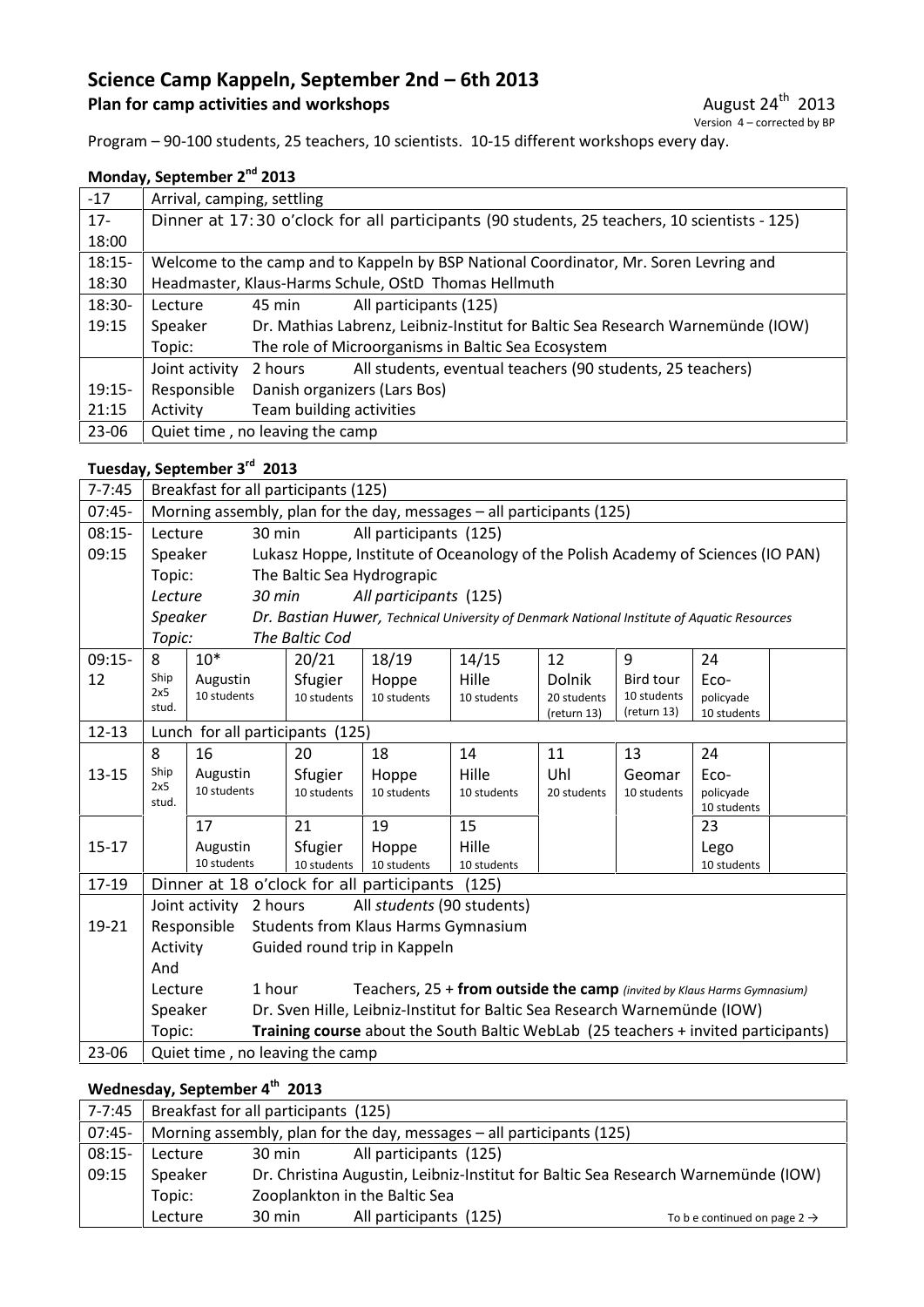# Science Camp Kappeln, September 2nd – 6th 2013

**Plan for camp activities and workshops**

August 24th 2013

Version 4 – corrected by BP

Program – 90-100 students, 25 teachers, 10 scientists. 10-15 different workshops every day.

## Monday, September 2nd 2013

| | |
|---|---|
| -17 | Arrival, camping, settling |
| 17-18:00 | Dinner at 17:30 o'clock for all participants (90 students, 25 teachers, 10 scientists - 125) |
| 18:15-18:30 | Welcome to the camp and to Kappeln by BSP National Coordinator, Mr. Soren Levring and Headmaster, Klaus-Harms Schule, OStD Thomas Hellmuth |
| 18:30-19:15 | Lecture 45 min All participants (125)<br>Speaker Dr. Mathias Labrenz, Leibniz-Institut for Baltic Sea Research Warnemünde (IOW)<br>Topic: The role of Microorganisms in Baltic Sea Ecosystem |
| 19:15-21:15 | Joint activity 2 hours All students, eventual teachers (90 students, 25 teachers)<br>Responsible Danish organizers (Lars Bos)<br>Activity Team building activities |
| 23-06 | Quiet time , no leaving the camp |

## Tuesday, September 3rd 2013

| | | | | | | | | | |
|---|---|---|---|---|---|---|---|---|---|
| 7-7:45 | Breakfast for all participants (125) | | | | | | | | |
| 07:45- | Morning assembly, plan for the day, messages – all participants (125) | | | | | | | | |
| 08:15-09:15 | Lecture 30 min All participants (125)<br>Speaker Lukasz Hoppe, Institute of Oceanology of the Polish Academy of Sciences (IO PAN)<br>Topic: The Baltic Sea Hydrograpic<br>*Lecture 30 min All participants (125)*<br>*Speaker Dr. Bastian Huwer, Technical University of Denmark National Institute of Aquatic Resources*<br>*Topic: The Baltic Cod* | | | | | | | | |
| 09:15-12 | 8<br>Ship 2x5 stud. | 10*<br>Augustin<br>10 students | 20/21<br>Sfugier<br>10 students | 18/19<br>Hoppe<br>10 students | 14/15<br>Hille<br>10 students | 12<br>Dolnik<br>20 students (return 13) | 9<br>Bird tour<br>10 students (return 13) | 24<br>Eco-policyade<br>10 students | |
| 12-13 | Lunch for all participants (125) | | | | | | | | |
| 13-15 | 8<br>Ship 2x5 stud. | 16<br>Augustin<br>10 students | 20<br>Sfugier<br>10 students | 18<br>Hoppe<br>10 students | 14<br>Hille<br>10 students | 11<br>Uhl<br>20 students | 13<br>Geomar<br>10 students | 24<br>Eco-policyade<br>10 students | |
| 15-17 | | 17<br>Augustin<br>10 students | 21<br>Sfugier<br>10 students | 19<br>Hoppe<br>10 students | 15<br>Hille<br>10 students | | | 23<br>Lego<br>10 students | |
| 17-19 | Dinner at 18 o'clock for all participants (125) | | | | | | | | |
| 19-21 | Joint activity 2 hours All *students* (90 students)<br>Responsible Students from Klaus Harms Gymnasium<br>Activity Guided round trip in Kappeln<br>And<br>Lecture 1 hour Teachers, 25 + **from outside the camp** *(invited by Klaus Harms Gymnasium)*<br>Speaker Dr. Sven Hille, Leibniz-Institut for Baltic Sea Research Warnemünde (IOW)<br>Topic: **Training course** about the South Baltic WebLab (25 teachers + invited participants) | | | | | | | | |
| 23-06 | Quiet time , no leaving the camp | | | | | | | | |

## Wednesday, September 4th 2013

| | |
|---|---|
| 7-7:45 | Breakfast for all participants (125) |
| 07:45- | Morning assembly, plan for the day, messages – all participants (125) |
| 08:15-09:15 | Lecture 30 min All participants (125)<br>Speaker Dr. Christina Augustin, Leibniz-Institut for Baltic Sea Research Warnemünde (IOW)<br>Topic: Zooplankton in the Baltic Sea<br>Lecture 30 min All participants (125) To b e continued on page 2 → |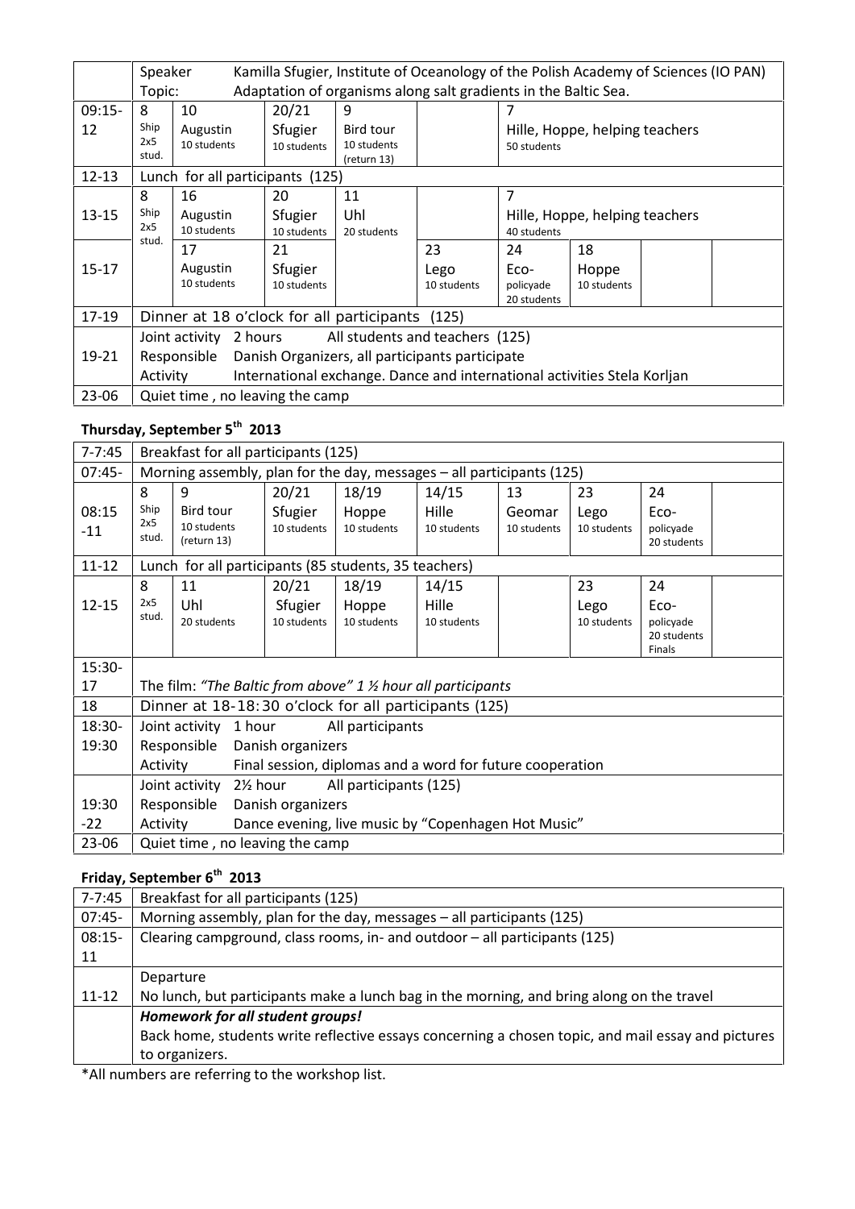| | | | | | | | | | |
|---|---|---|---|---|---|---|---|---|---|
| | Speaker | Kamilla Sfugier, Institute of Oceanology of the Polish Academy of Sciences (IO PAN) | | | | | | | |
| | Topic: | Adaptation of organisms along salt gradients in the Baltic Sea. | | | | | | | |
| 09:15-12 | 8 Ship 2x5 stud. | 10 Augustin 10 students | 20/21 Sfugier 10 students | 9 Bird tour 10 students (return 13) | | 7 Hille, Hoppe, helping teachers 50 students | | | |
| 12-13 | Lunch for all participants (125) | | | | | | | | |
| 13-15 | 8 Ship 2x5 stud. | 16 Augustin 10 students | 20 Sfugier 10 students | 11 Uhl 20 students | | 7 Hille, Hoppe, helping teachers 40 students | | | |
| 15-17 | | 17 Augustin 10 students | 21 Sfugier 10 students | | 23 Lego 10 students | 24 Eco-policyade 20 students | 18 Hoppe 10 students | | |
| 17-19 | Dinner at 18 o'clock for all participants (125) | | | | | | | | |
| 19-21 | Joint activity 2 hours All students and teachers (125) | | | | | | | | |
| | Responsible Danish Organizers, all participants participate | | | | | | | | |
| | Activity International exchange. Dance and international activities Stela Korljan | | | | | | | | |
| 23-06 | Quiet time , no leaving the camp | | | | | | | | |

## Thursday, September 5[th] 2013

| | | | | | | | | | |
|---|---|---|---|---|---|---|---|---|---|
| 7-7:45 | Breakfast for all participants (125) | | | | | | | | |
| 07:45- | Morning assembly, plan for the day, messages – all participants (125) | | | | | | | | |
| 08:15-11 | 8 Ship 2x5 stud. | 9 Bird tour 10 students (return 13) | 20/21 Sfugier 10 students | 18/19 Hoppe 10 students | 14/15 Hille 10 students | 13 Geomar 10 students | 23 Lego 10 students | 24 Eco-policyade 20 students | |
| 11-12 | Lunch for all participants (85 students, 35 teachers) | | | | | | | | |
| 12-15 | 8 2x5 stud. | 11 Uhl 20 students | 20/21 Sfugier 10 students | 18/19 Hoppe 10 students | 14/15 Hille 10 students | | 23 Lego 10 students | 24 Eco-policyade 20 students Finals | |
| 15:30-17 | The film: *"The Baltic from above" 1 ½ hour all participants* | | | | | | | | |
| 18 | Dinner at 18-18:30 o'clock for all participants (125) | | | | | | | | |
| 18:30-19:30 | Joint activity 1 hour All participants | | | | | | | | |
| | Responsible Danish organizers | | | | | | | | |
| | Activity Final session, diplomas and a word for future cooperation | | | | | | | | |
| 19:30-22 | Joint activity 2½ hour All participants (125) | | | | | | | | |
| | Responsible Danish organizers | | | | | | | | |
| | Activity Dance evening, live music by "Copenhagen Hot Music" | | | | | | | | |
| 23-06 | Quiet time , no leaving the camp | | | | | | | | |

## Friday, September 6[th] 2013

| | |
|---|---|
| 7-7:45 | Breakfast for all participants (125) |
| 07:45- | Morning assembly, plan for the day, messages – all participants (125) |
| 08:15-11 | Clearing campground, class rooms, in- and outdoor – all participants (125) |
| 11-12 | Departure<br>No lunch, but participants make a lunch bag in the morning, and bring along on the travel |
| | ***Homework for all student groups!***<br>Back home, students write reflective essays concerning a chosen topic, and mail essay and pictures to organizers. |

*All numbers are referring to the workshop list.